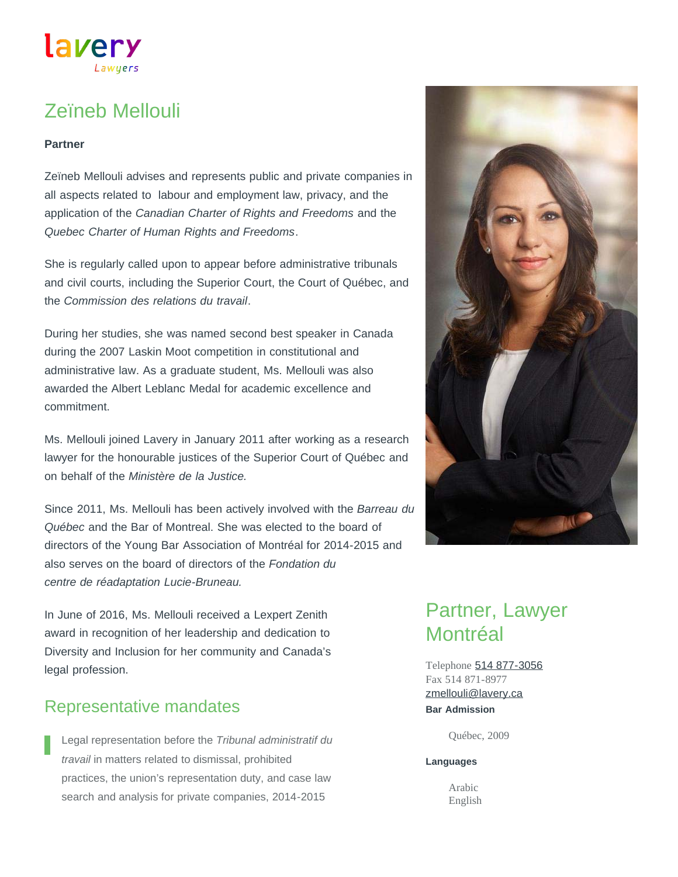# Zeïneb Mellouli

**Partner**

Zeïneb Mellouli advises and represents public and private companies in all aspects related to labour and employment law, privacy, and the application of the *Canadian Charter of Rights and Freedoms* and the *Quebec Charter of Human Rights and Freedoms*.

She is regularly called upon to appear before administrative tribunals and civil courts, including the Superior Court, the Court of Québec, and the *Commission des relations du travail*.

During her studies, she was named second best speaker in Canada during the 2007 Laskin Moot competition in constitutional and administrative law. As a graduate student, Ms. Mellouli was also awarded the Albert Leblanc Medal for academic excellence and commitment.

Ms. Mellouli joined Lavery in January 2011 after working as a research lawyer for the honourable justices of the Superior Court of Québec and on behalf of the *Ministère de la Justice.*

Since 2011, Ms. Mellouli has been actively involved with the *Barreau du Québec* and the Bar of Montreal. She was elected to the board of directors of the Young Bar Association of Montréal for 2014-2015 and also serves on the board of directors of the *Fondation du centre de réadaptation Lucie-Bruneau.*

In June of 2016, Ms. Mellouli received a Lexpert Zenith award in recognition of her leadership and dedication to Diversity and Inclusion for her community and Canada's legal profession.

## Representative mandates

> Legal representation before the *Tribunal administratif du travail* in matters related to dismissal, prohibited practices, the union's representation duty, and case law search and analysis for private companies, 2014-2015

## Partner, Lawyer Montréal

Telephone 514 877-3056
Fax 514 871-8977
zmellouli@lavery.ca

**Bar Admission**

Québec, 2009

**Languages**

Arabic
English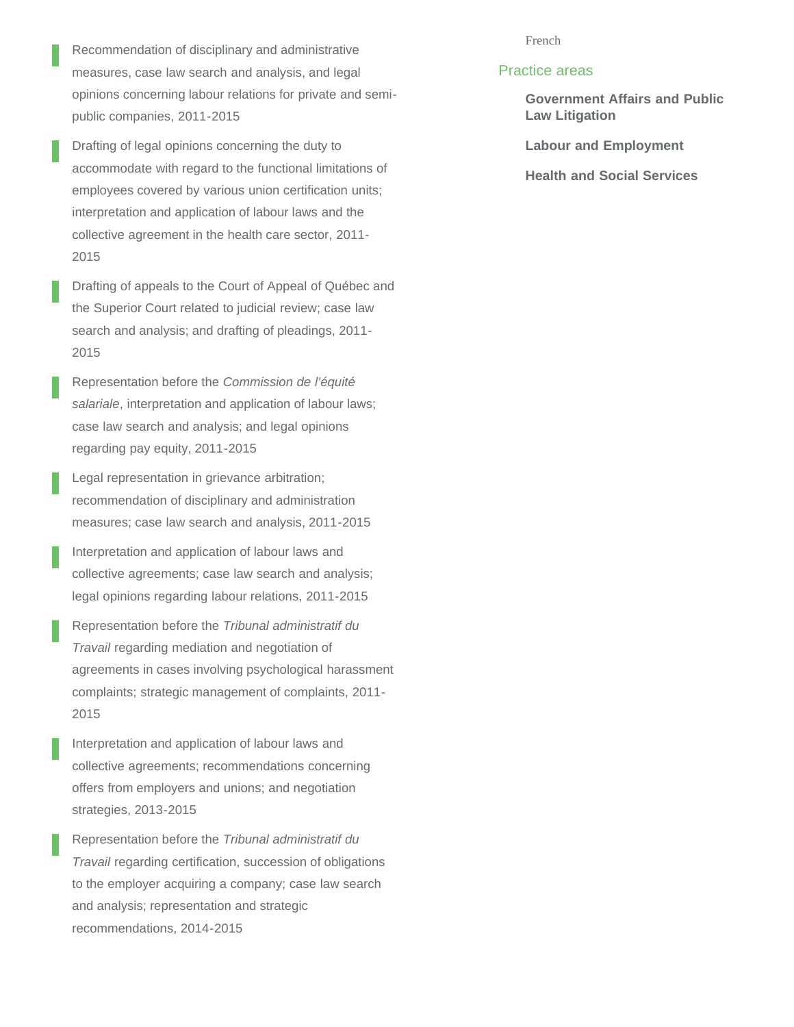- Recommendation of disciplinary and administrative measures, case law search and analysis, and legal opinions concerning labour relations for private and semi-public companies, 2011-2015
- Drafting of legal opinions concerning the duty to accommodate with regard to the functional limitations of employees covered by various union certification units; interpretation and application of labour laws and the collective agreement in the health care sector, 2011-2015
- Drafting of appeals to the Court of Appeal of Québec and the Superior Court related to judicial review; case law search and analysis; and drafting of pleadings, 2011-2015
- Representation before the *Commission de l'équité salariale*, interpretation and application of labour laws; case law search and analysis; and legal opinions regarding pay equity, 2011-2015
- Legal representation in grievance arbitration; recommendation of disciplinary and administration measures; case law search and analysis, 2011-2015
- Interpretation and application of labour laws and collective agreements; case law search and analysis; legal opinions regarding labour relations, 2011-2015
- Representation before the *Tribunal administratif du Travail* regarding mediation and negotiation of agreements in cases involving psychological harassment complaints; strategic management of complaints, 2011-2015
- Interpretation and application of labour laws and collective agreements; recommendations concerning offers from employers and unions; and negotiation strategies, 2013-2015
- Representation before the *Tribunal administratif du Travail* regarding certification, succession of obligations to the employer acquiring a company; case law search and analysis; representation and strategic recommendations, 2014-2015

French

## Practice areas

**Government Affairs and Public Law Litigation**

**Labour and Employment**

**Health and Social Services**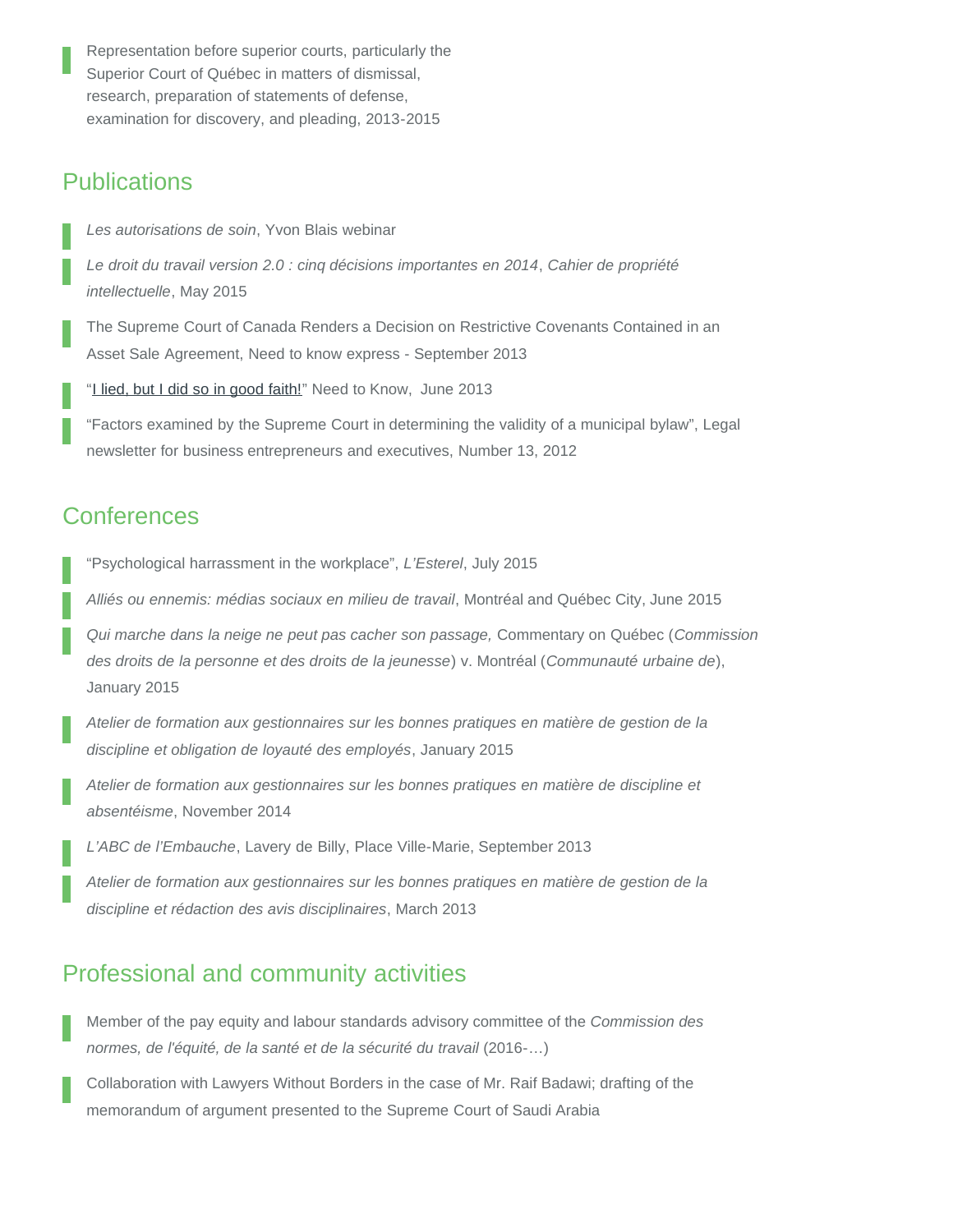- Representation before superior courts, particularly the Superior Court of Québec in matters of dismissal, research, preparation of statements of defense, examination for discovery, and pleading, 2013-2015

## Publications

- *Les autorisations de soin*, Yvon Blais webinar
- *Le droit du travail version 2.0 : cinq décisions importantes en 2014*, *Cahier de propriété intellectuelle*, May 2015
- The Supreme Court of Canada Renders a Decision on Restrictive Covenants Contained in an Asset Sale Agreement, Need to know express - September 2013
- "I lied, but I did so in good faith!" Need to Know, June 2013
- "Factors examined by the Supreme Court in determining the validity of a municipal bylaw", Legal newsletter for business entrepreneurs and executives, Number 13, 2012

## Conferences

- "Psychological harrassment in the workplace", *L'Esterel*, July 2015
- *Alliés ou ennemis: médias sociaux en milieu de travail*, Montréal and Québec City, June 2015
- *Qui marche dans la neige ne peut pas cacher son passage,* Commentary on Québec (*Commission des droits de la personne et des droits de la jeunesse*) v. Montréal (*Communauté urbaine de*), January 2015
- *Atelier de formation aux gestionnaires sur les bonnes pratiques en matière de gestion de la discipline et obligation de loyauté des employés*, January 2015
- *Atelier de formation aux gestionnaires sur les bonnes pratiques en matière de discipline et absentéisme*, November 2014
- *L'ABC de l'Embauche*, Lavery de Billy, Place Ville-Marie, September 2013
- *Atelier de formation aux gestionnaires sur les bonnes pratiques en matière de gestion de la discipline et rédaction des avis disciplinaires*, March 2013

## Professional and community activities

- Member of the pay equity and labour standards advisory committee of the *Commission des normes, de l'équité, de la santé et de la sécurité du travail* (2016-…)
- Collaboration with Lawyers Without Borders in the case of Mr. Raif Badawi; drafting of the memorandum of argument presented to the Supreme Court of Saudi Arabia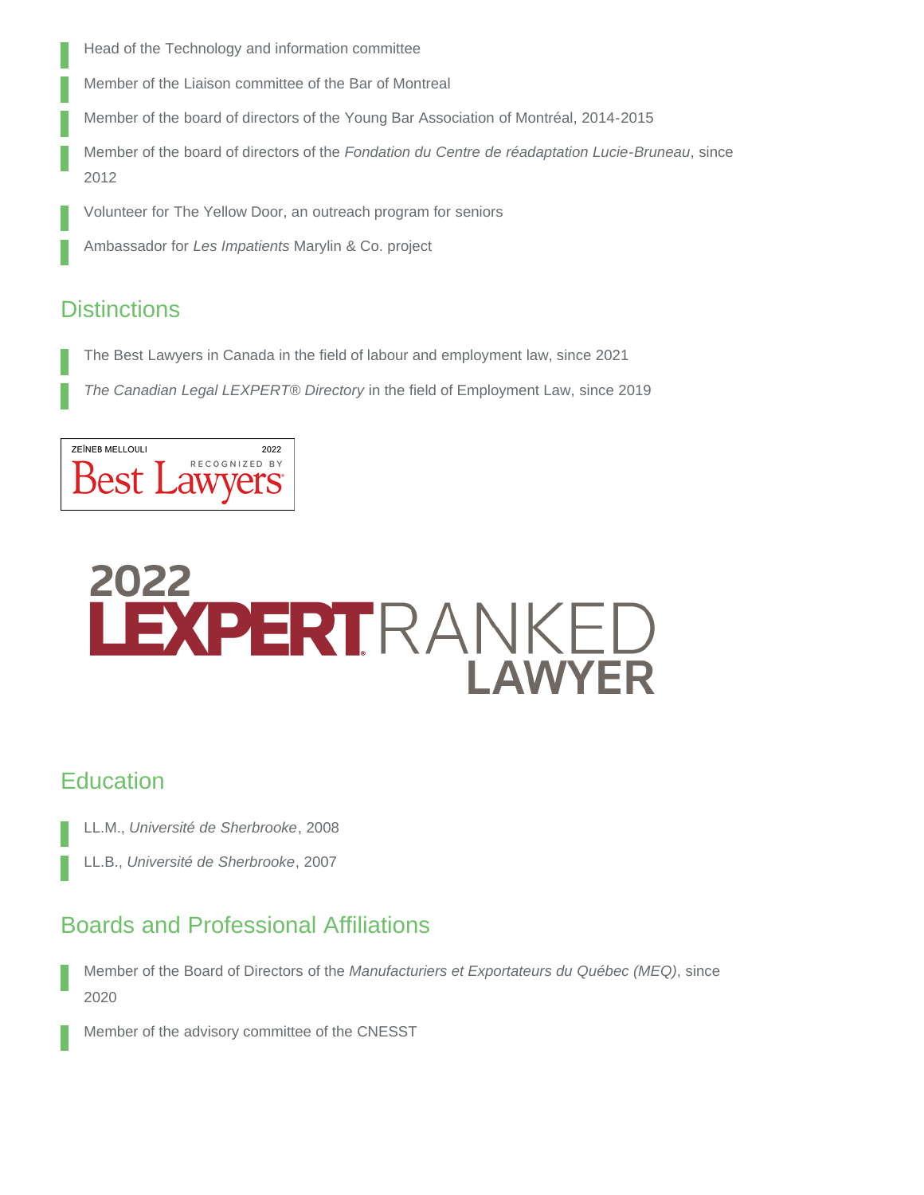- Head of the Technology and information committee
- Member of the Liaison committee of the Bar of Montreal
- Member of the board of directors of the Young Bar Association of Montréal, 2014-2015
- Member of the board of directors of the *Fondation du Centre de réadaptation Lucie-Bruneau*, since 2012
- Volunteer for The Yellow Door, an outreach program for seniors
- Ambassador for *Les Impatients* Marylin & Co. project

## Distinctions

- The Best Lawyers in Canada in the field of labour and employment law, since 2021
- *The Canadian Legal LEXPERT® Directory* in the field of Employment Law, since 2019

ZEÏNEB MELLOULI 2022
RECOGNIZED BY
Best Lawyers

2022
LEXPERT RANKED LAWYER

## Education

- LL.M., *Université de Sherbrooke*, 2008
- LL.B., *Université de Sherbrooke*, 2007

## Boards and Professional Affiliations

- Member of the Board of Directors of the *Manufacturiers et Exportateurs du Québec (MEQ)*, since 2020
- Member of the advisory committee of the CNESST